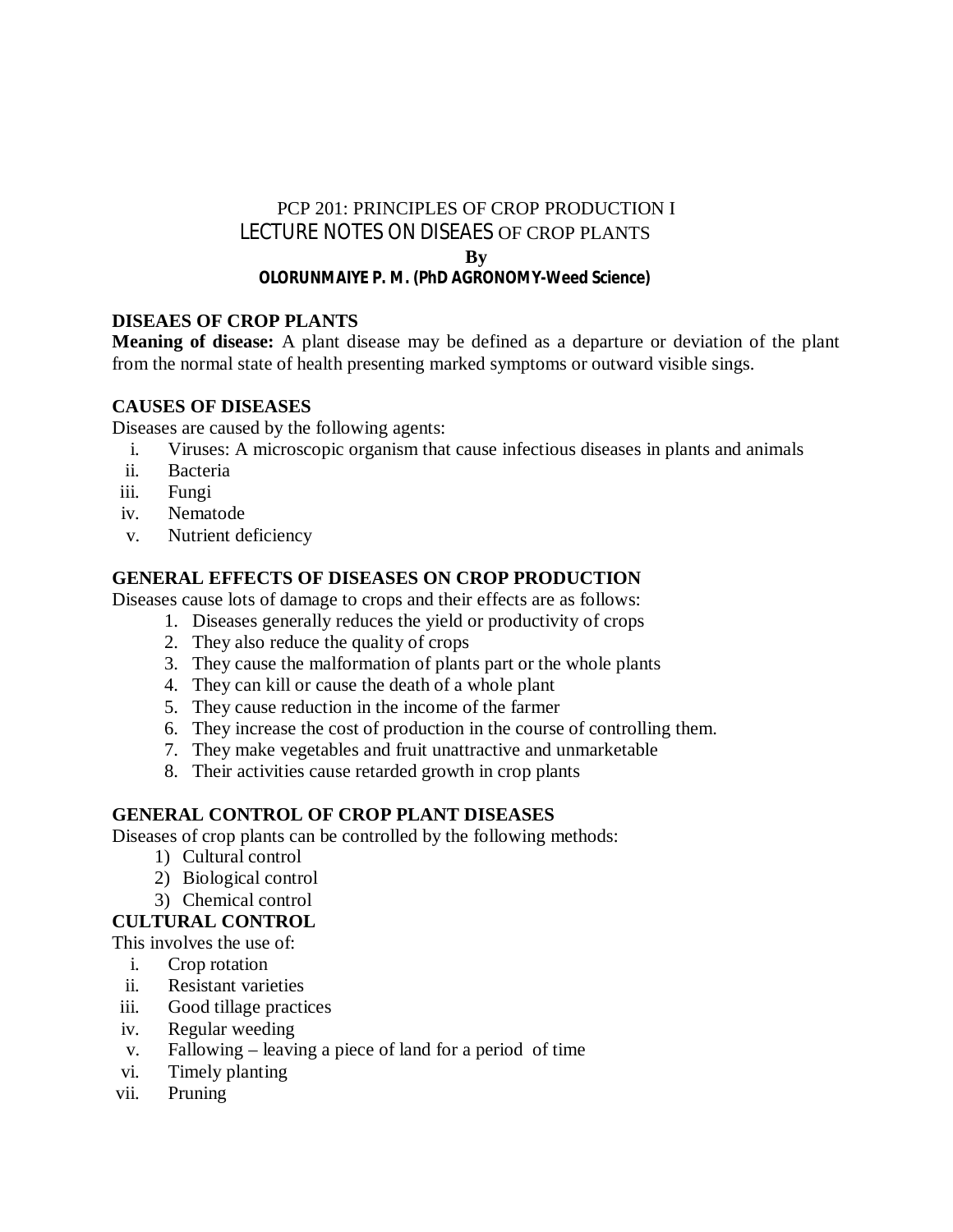PCP 201: PRINCIPLES OF CROP PRODUCTION I

LECTURE NOTES ON DISEAES OF CROP PLANTS

**By**

**OLORUNMAIYE P. M. (PhD AGRONOMY-Weed Science)**

## DISEAES OF CROP PLANTS

**Meaning of disease:** A plant disease may be defined as a departure or deviation of the plant from the normal state of health presenting marked symptoms or outward visible sings.

## CAUSES OF DISEASES

Diseases are caused by the following agents:

i. Viruses: A microscopic organism that cause infectious diseases in plants and animals
ii. Bacteria
iii. Fungi
iv. Nematode
v. Nutrient deficiency

## GENERAL EFFECTS OF DISEASES ON CROP PRODUCTION

Diseases cause lots of damage to crops and their effects are as follows:

1. Diseases generally reduces the yield or productivity of crops
2. They also reduce the quality of crops
3. They cause the malformation of plants part or the whole plants
4. They can kill or cause the death of a whole plant
5. They cause reduction in the income of the farmer
6. They increase the cost of production in the course of controlling them.
7. They make vegetables and fruit unattractive and unmarketable
8. Their activities cause retarded growth in crop plants

## GENERAL CONTROL OF CROP PLANT DISEASES

Diseases of crop plants can be controlled by the following methods:

1) Cultural control
2) Biological control
3) Chemical control

## CULTURAL CONTROL

This involves the use of:

i. Crop rotation
ii. Resistant varieties
iii. Good tillage practices
iv. Regular weeding
v. Fallowing – leaving a piece of land for a period of time
vi. Timely planting
vii. Pruning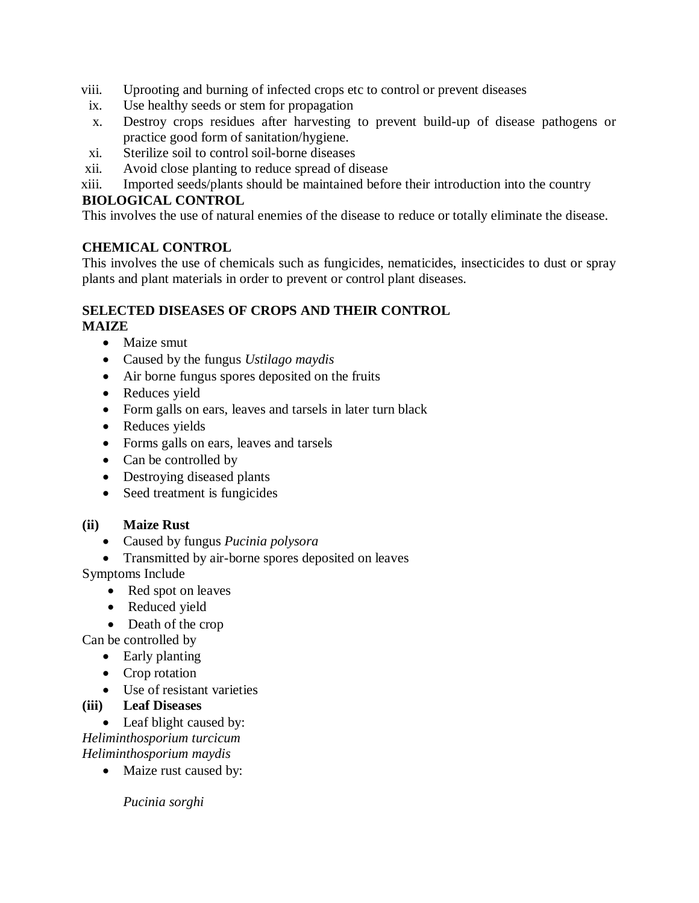viii. Uprooting and burning of infected crops etc to control or prevent diseases
ix. Use healthy seeds or stem for propagation
x. Destroy crops residues after harvesting to prevent build-up of disease pathogens or practice good form of sanitation/hygiene.
xi. Sterilize soil to control soil-borne diseases
xii. Avoid close planting to reduce spread of disease
xiii. Imported seeds/plants should be maintained before their introduction into the country

**BIOLOGICAL CONTROL**

This involves the use of natural enemies of the disease to reduce or totally eliminate the disease.

**CHEMICAL CONTROL**

This involves the use of chemicals such as fungicides, nematicides, insecticides to dust or spray plants and plant materials in order to prevent or control plant diseases.

**SELECTED DISEASES OF CROPS AND THEIR CONTROL**

**MAIZE**

- Maize smut
- Caused by the fungus *Ustilago maydis*
- Air borne fungus spores deposited on the fruits
- Reduces yield
- Form galls on ears, leaves and tarsels in later turn black
- Reduces yields
- Forms galls on ears, leaves and tarsels
- Can be controlled by
- Destroying diseased plants
- Seed treatment is fungicides

**(ii) Maize Rust**

- Caused by fungus *Pucinia polysora*
- Transmitted by air-borne spores deposited on leaves

Symptoms Include

- Red spot on leaves
- Reduced yield
- Death of the crop

Can be controlled by

- Early planting
- Crop rotation
- Use of resistant varieties

**(iii) Leaf Diseases**

- Leaf blight caused by:

*Heliminthosporium turcicum*
*Heliminthosporium maydis*

- Maize rust caused by:

  *Pucinia sorghi*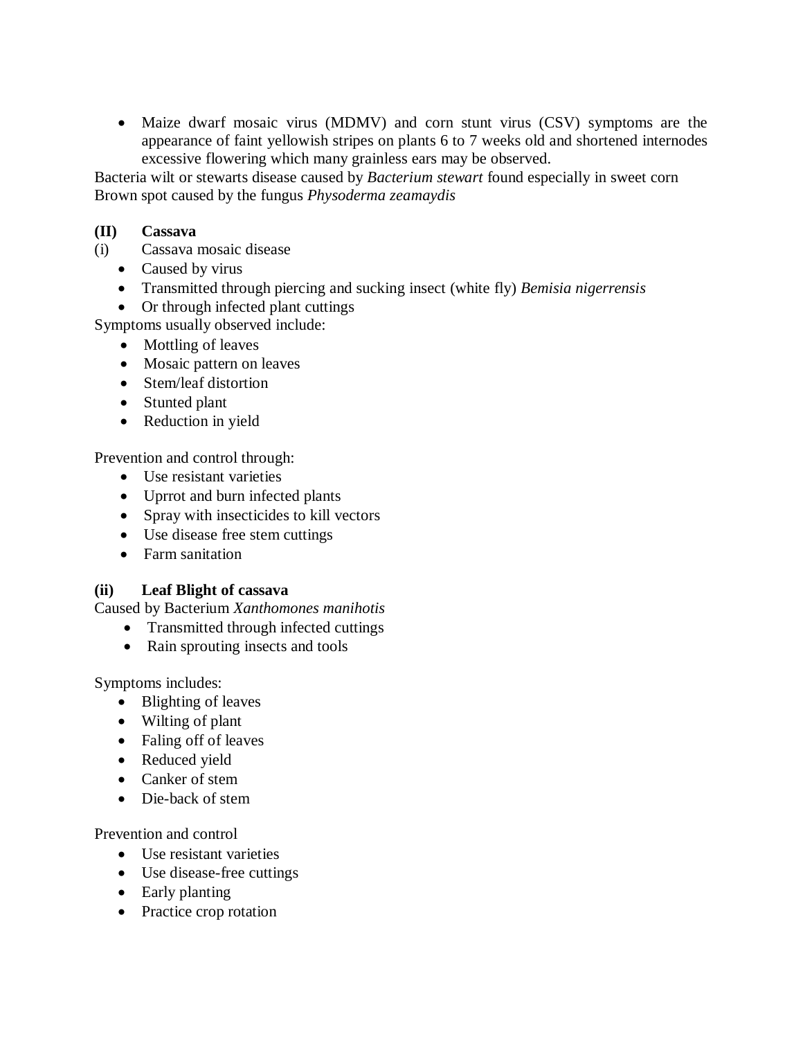- Maize dwarf mosaic virus (MDMV) and corn stunt virus (CSV) symptoms are the appearance of faint yellowish stripes on plants 6 to 7 weeks old and shortened internodes excessive flowering which many grainless ears may be observed.

Bacteria wilt or stewarts disease caused by *Bacterium stewart* found especially in sweet corn
Brown spot caused by the fungus *Physoderma zeamaydis*

**(II) Cassava**

(i) Cassava mosaic disease

- Caused by virus
- Transmitted through piercing and sucking insect (white fly) *Bemisia nigerrensis*
- Or through infected plant cuttings

Symptoms usually observed include:

- Mottling of leaves
- Mosaic pattern on leaves
- Stem/leaf distortion
- Stunted plant
- Reduction in yield

Prevention and control through:

- Use resistant varieties
- Uprrot and burn infected plants
- Spray with insecticides to kill vectors
- Use disease free stem cuttings
- Farm sanitation

**(ii) Leaf Blight of cassava**

Caused by Bacterium *Xanthomones manihotis*

- Transmitted through infected cuttings
- Rain sprouting insects and tools

Symptoms includes:

- Blighting of leaves
- Wilting of plant
- Faling off of leaves
- Reduced yield
- Canker of stem
- Die-back of stem

Prevention and control

- Use resistant varieties
- Use disease-free cuttings
- Early planting
- Practice crop rotation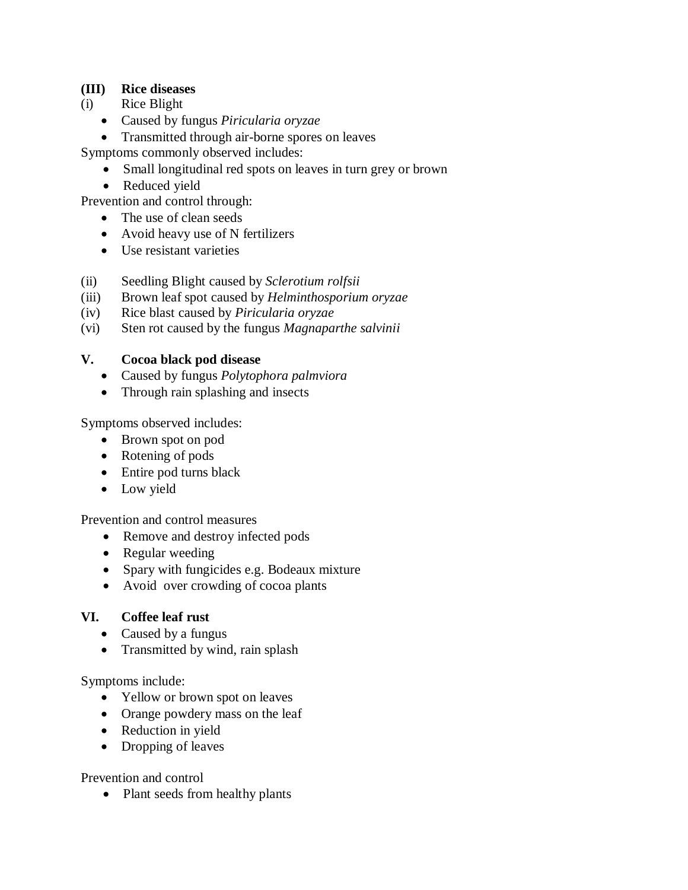**(III) Rice diseases**

(i) Rice Blight

- Caused by fungus *Piricularia oryzae*
- Transmitted through air-borne spores on leaves

Symptoms commonly observed includes:

- Small longitudinal red spots on leaves in turn grey or brown
- Reduced yield

Prevention and control through:

- The use of clean seeds
- Avoid heavy use of N fertilizers
- Use resistant varieties

(ii) Seedling Blight caused by *Sclerotium rolfsii*

(iii) Brown leaf spot caused by *Helminthosporium oryzae*

(iv) Rice blast caused by *Piricularia oryzae*

(vi) Sten rot caused by the fungus *Magnaparthe salvinii*

**V. Cocoa black pod disease**

- Caused by fungus *Polytophora palmviora*
- Through rain splashing and insects

Symptoms observed includes:

- Brown spot on pod
- Rotening of pods
- Entire pod turns black
- Low yield

Prevention and control measures

- Remove and destroy infected pods
- Regular weeding
- Spary with fungicides e.g. Bodeaux mixture
- Avoid over crowding of cocoa plants

**VI. Coffee leaf rust**

- Caused by a fungus
- Transmitted by wind, rain splash

Symptoms include:

- Yellow or brown spot on leaves
- Orange powdery mass on the leaf
- Reduction in yield
- Dropping of leaves

Prevention and control

- Plant seeds from healthy plants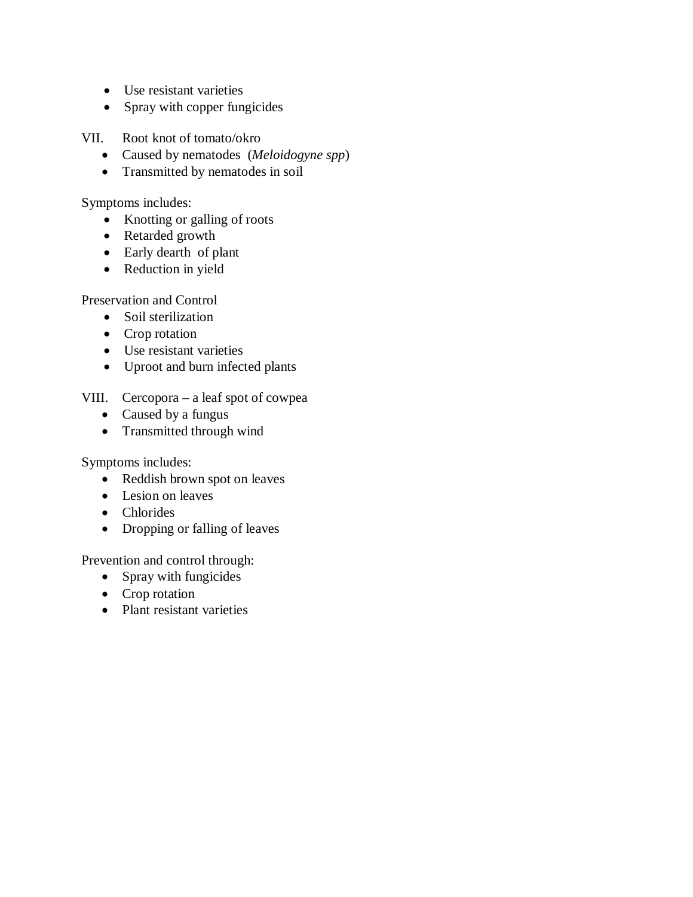- Use resistant varieties
- Spray with copper fungicides

VII. Root knot of tomato/okro

- Caused by nematodes (*Meloidogyne spp*)
- Transmitted by nematodes in soil

Symptoms includes:

- Knotting or galling of roots
- Retarded growth
- Early dearth of plant
- Reduction in yield

Preservation and Control

- Soil sterilization
- Crop rotation
- Use resistant varieties
- Uproot and burn infected plants

VIII. Cercopora – a leaf spot of cowpea

- Caused by a fungus
- Transmitted through wind

Symptoms includes:

- Reddish brown spot on leaves
- Lesion on leaves
- Chlorides
- Dropping or falling of leaves

Prevention and control through:

- Spray with fungicides
- Crop rotation
- Plant resistant varieties